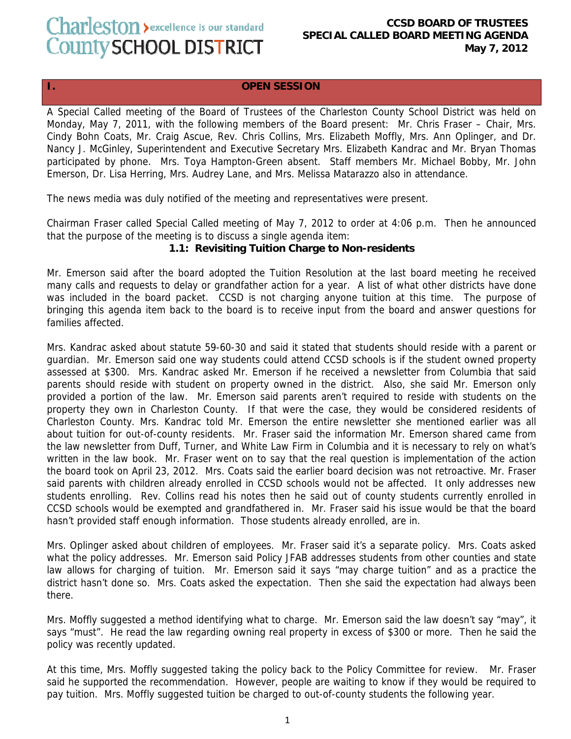**Charleston County SCHOOL DISTRICT** › excellence is our standard

**CCSD BOARD OF TRUSTEES**
**SPECIAL CALLED BOARD MEETING AGENDA**
**May 7, 2012**

## I. OPEN SESSION

A Special Called meeting of the Board of Trustees of the Charleston County School District was held on Monday, May 7, 2011, with the following members of the Board present: Mr. Chris Fraser – Chair, Mrs. Cindy Bohn Coats, Mr. Craig Ascue, Rev. Chris Collins, Mrs. Elizabeth Moffly, Mrs. Ann Oplinger, and Dr. Nancy J. McGinley, Superintendent and Executive Secretary Mrs. Elizabeth Kandrac and Mr. Bryan Thomas participated by phone. Mrs. Toya Hampton-Green absent. Staff members Mr. Michael Bobby, Mr. John Emerson, Dr. Lisa Herring, Mrs. Audrey Lane, and Mrs. Melissa Matarazzo also in attendance.

The news media was duly notified of the meeting and representatives were present.

Chairman Fraser called Special Called meeting of May 7, 2012 to order at 4:06 p.m. Then he announced that the purpose of the meeting is to discuss a single agenda item:

**1.1: Revisiting Tuition Charge to Non-residents**

Mr. Emerson said after the board adopted the Tuition Resolution at the last board meeting he received many calls and requests to delay or grandfather action for a year. A list of what other districts have done was included in the board packet. CCSD is not charging anyone tuition at this time. The purpose of bringing this agenda item back to the board is to receive input from the board and answer questions for families affected.

Mrs. Kandrac asked about statute 59-60-30 and said it stated that students should reside with a parent or guardian. Mr. Emerson said one way students could attend CCSD schools is if the student owned property assessed at $300. Mrs. Kandrac asked Mr. Emerson if he received a newsletter from Columbia that said parents should reside with student on property owned in the district. Also, she said Mr. Emerson only provided a portion of the law. Mr. Emerson said parents aren't required to reside with students on the property they own in Charleston County. If that were the case, they would be considered residents of Charleston County. Mrs. Kandrac told Mr. Emerson the entire newsletter she mentioned earlier was all about tuition for out-of-county residents. Mr. Fraser said the information Mr. Emerson shared came from the law newsletter from Duff, Turner, and White Law Firm in Columbia and it is necessary to rely on what's written in the law book. Mr. Fraser went on to say that the real question is implementation of the action the board took on April 23, 2012. Mrs. Coats said the earlier board decision was not retroactive. Mr. Fraser said parents with children already enrolled in CCSD schools would not be affected. It only addresses new students enrolling. Rev. Collins read his notes then he said out of county students currently enrolled in CCSD schools would be exempted and grandfathered in. Mr. Fraser said his issue would be that the board hasn't provided staff enough information. Those students already enrolled, are in.

Mrs. Oplinger asked about children of employees. Mr. Fraser said it's a separate policy. Mrs. Coats asked what the policy addresses. Mr. Emerson said Policy JFAB addresses students from other counties and state law allows for charging of tuition. Mr. Emerson said it says "may charge tuition" and as a practice the district hasn't done so. Mrs. Coats asked the expectation. Then she said the expectation had always been there.

Mrs. Moffly suggested a method identifying what to charge. Mr. Emerson said the law doesn't say "may", it says "must". He read the law regarding owning real property in excess of $300 or more. Then he said the policy was recently updated.

At this time, Mrs. Moffly suggested taking the policy back to the Policy Committee for review. Mr. Fraser said he supported the recommendation. However, people are waiting to know if they would be required to pay tuition. Mrs. Moffly suggested tuition be charged to out-of-county students the following year.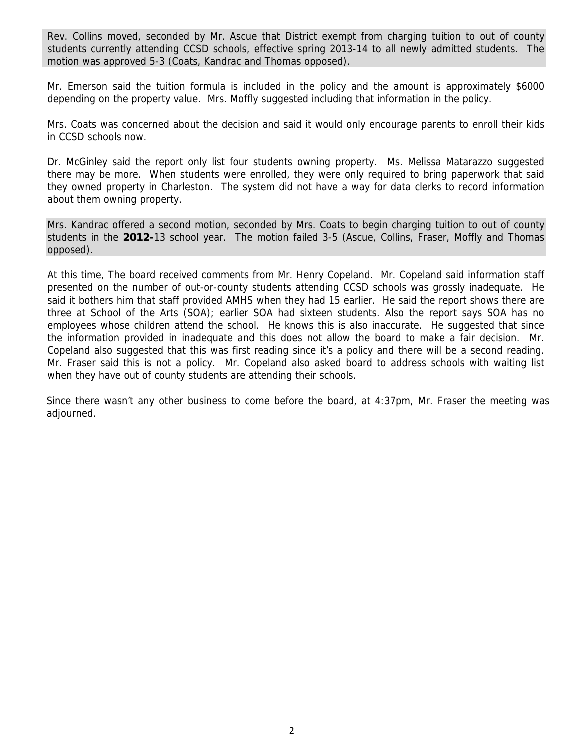Rev. Collins moved, seconded by Mr. Ascue that District exempt from charging tuition to out of county students currently attending CCSD schools, effective spring 2013-14 to all newly admitted students. The motion was approved 5-3 (Coats, Kandrac and Thomas opposed).

Mr. Emerson said the tuition formula is included in the policy and the amount is approximately $6000 depending on the property value. Mrs. Moffly suggested including that information in the policy.

Mrs. Coats was concerned about the decision and said it would only encourage parents to enroll their kids in CCSD schools now.

Dr. McGinley said the report only list four students owning property. Ms. Melissa Matarazzo suggested there may be more. When students were enrolled, they were only required to bring paperwork that said they owned property in Charleston. The system did not have a way for data clerks to record information about them owning property.

Mrs. Kandrac offered a second motion, seconded by Mrs. Coats to begin charging tuition to out of county students in the **2012-**13 school year. The motion failed 3-5 (Ascue, Collins, Fraser, Moffly and Thomas opposed).

At this time, The board received comments from Mr. Henry Copeland. Mr. Copeland said information staff presented on the number of out-or-county students attending CCSD schools was grossly inadequate. He said it bothers him that staff provided AMHS when they had 15 earlier. He said the report shows there are three at School of the Arts (SOA); earlier SOA had sixteen students. Also the report says SOA has no employees whose children attend the school. He knows this is also inaccurate. He suggested that since the information provided in inadequate and this does not allow the board to make a fair decision. Mr. Copeland also suggested that this was first reading since it's a policy and there will be a second reading. Mr. Fraser said this is not a policy. Mr. Copeland also asked board to address schools with waiting list when they have out of county students are attending their schools.

Since there wasn't any other business to come before the board, at 4:37pm, Mr. Fraser the meeting was adjourned.